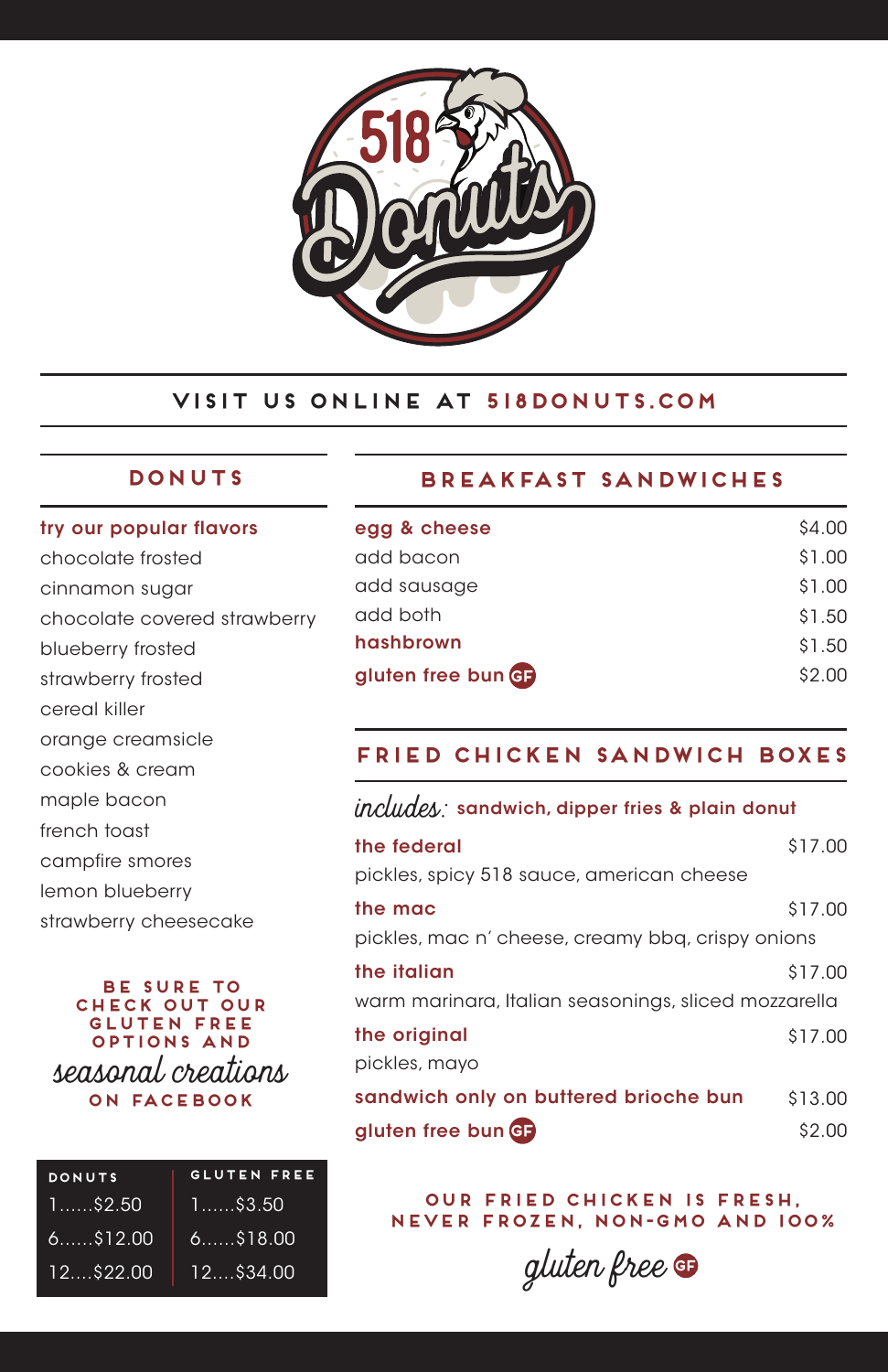# 518 Donuts

## VISIT US ONLINE AT 518DONUTS.COM

## DONUTS

**try our popular flavors**

- chocolate frosted
- cinnamon sugar
- chocolate covered strawberry
- blueberry frosted
- strawberry frosted
- cereal killer
- orange creamsicle
- cookies & cream
- maple bacon
- french toast
- campfire smores
- lemon blueberry
- strawberry cheesecake

**BE SURE TO CHECK OUT OUR GLUTEN FREE OPTIONS AND** *seasonal creations* **ON FACEBOOK**

| DONUTS | GLUTEN FREE |
|---|---|
| 1......$2.50 | 1......$3.50 |
| 6......$12.00 | 6......$18.00 |
| 12....$22.00 | 12....$34.00 |

## BREAKFAST SANDWICHES

| Item | Price |
|---|---|
| **egg & cheese** | $4.00 |
| add bacon | $1.00 |
| add sausage | $1.00 |
| add both | $1.50 |
| **hashbrown** | $1.50 |
| **gluten free bun** GF | $2.00 |

## FRIED CHICKEN SANDWICH BOXES

*includes:* **sandwich, dipper fries & plain donut**

| Item | Price |
|---|---|
| **the federal**<br>pickles, spicy 518 sauce, american cheese | $17.00 |
| **the mac**<br>pickles, mac n' cheese, creamy bbq, crispy onions | $17.00 |
| **the italian**<br>warm marinara, Italian seasonings, sliced mozzarella | $17.00 |
| **the original**<br>pickles, mayo | $17.00 |
| **sandwich only on buttered brioche bun** | $13.00 |
| **gluten free bun** GF | $2.00 |

**OUR FRIED CHICKEN IS FRESH, NEVER FROZEN, NON-GMO AND 100%** *gluten free* GF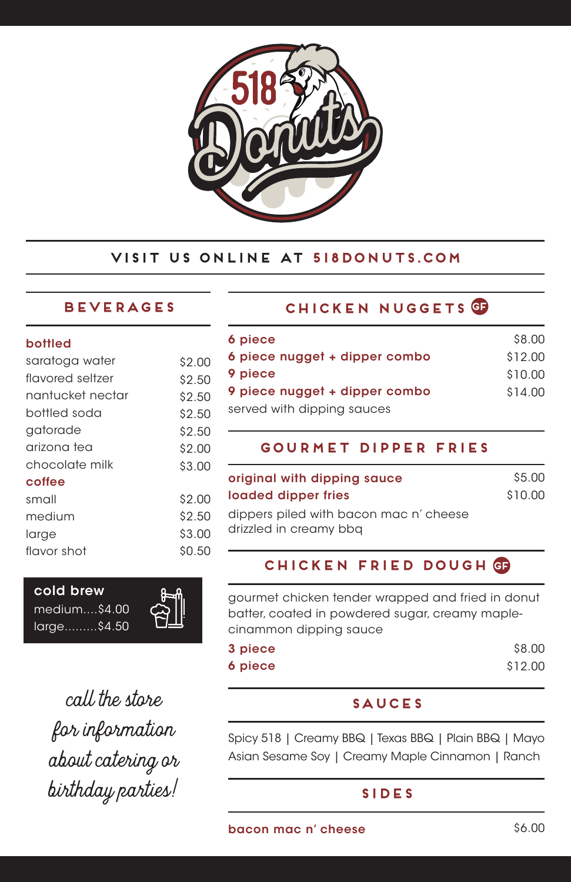# 518 Donuts

**VISIT US ONLINE AT 518DONUTS.COM**

## BEVERAGES

### bottled

| | |
|---|---|
| saratoga water | $2.00 |
| flavored seltzer | $2.50 |
| nantucket nectar | $2.50 |
| bottled soda | $2.50 |
| gatorade | $2.50 |
| arizona tea | $2.00 |
| chocolate milk | $3.00 |

### coffee

| | |
|---|---|
| small | $2.00 |
| medium | $2.50 |
| large | $3.00 |
| flavor shot | $0.50 |

### cold brew

medium....$4.00
large.........$4.50

*call the store for information about catering or birthday parties!*

## CHICKEN NUGGETS GF

| | |
|---|---|
| **6 piece** | $8.00 |
| **6 piece nugget + dipper combo** | $12.00 |
| **9 piece** | $10.00 |
| **9 piece nugget + dipper combo** | $14.00 |

served with dipping sauces

## GOURMET DIPPER FRIES

| | |
|---|---|
| **original with dipping sauce** | $5.00 |
| **loaded dipper fries** | $10.00 |

dippers piled with bacon mac n' cheese drizzled in creamy bbq

## CHICKEN FRIED DOUGH GF

gourmet chicken tender wrapped and fried in donut batter, coated in powdered sugar, creamy maple-cinammon dipping sauce

| | |
|---|---|
| **3 piece** | $8.00 |
| **6 piece** | $12.00 |

## SAUCES

Spicy 518 | Creamy BBQ | Texas BBQ | Plain BBQ | Mayo
Asian Sesame Soy | Creamy Maple Cinnamon | Ranch

## SIDES

| | |
|---|---|
| **bacon mac n' cheese** | $6.00 |